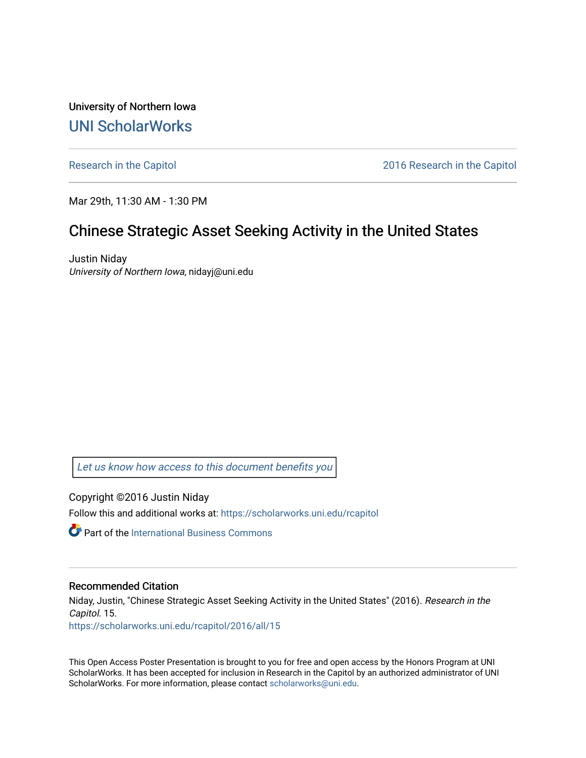University of Northern Iowa

## UNI ScholarWorks

Research in the Capitol | 2016 Research in the Capitol

Mar 29th, 11:30 AM - 1:30 PM

# Chinese Strategic Asset Seeking Activity in the United States

Justin Niday
*University of Northern Iowa*, nidayj@uni.edu

Let us know how access to this document benefits you

Copyright ©2016 Justin Niday

Follow this and additional works at: https://scholarworks.uni.edu/rcapitol

Part of the International Business Commons

### Recommended Citation

Niday, Justin, "Chinese Strategic Asset Seeking Activity in the United States" (2016). *Research in the Capitol*. 15.
https://scholarworks.uni.edu/rcapitol/2016/all/15

This Open Access Poster Presentation is brought to you for free and open access by the Honors Program at UNI ScholarWorks. It has been accepted for inclusion in Research in the Capitol by an authorized administrator of UNI ScholarWorks. For more information, please contact scholarworks@uni.edu.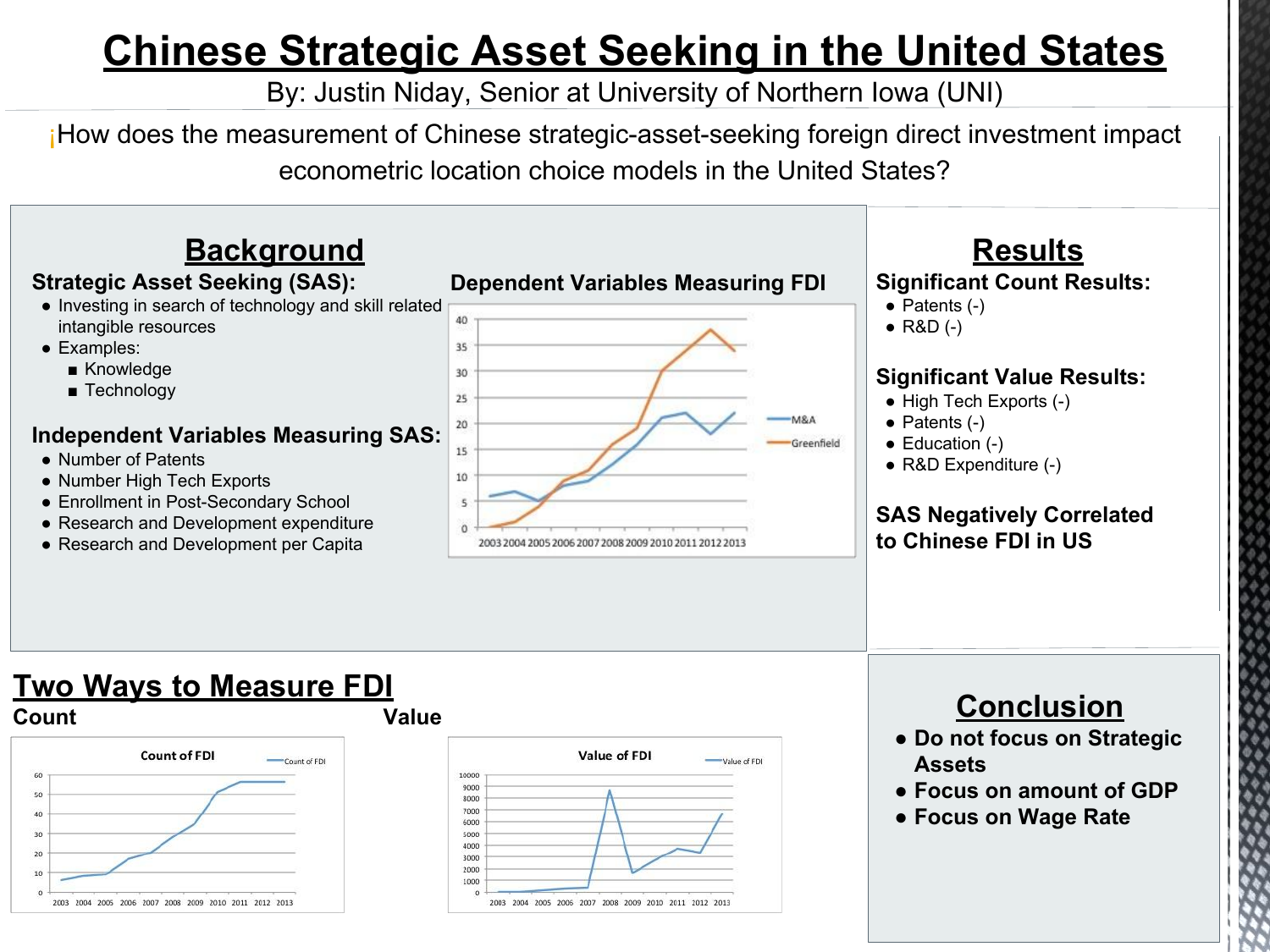# Chinese Strategic Asset Seeking in the United States

By: Justin Niday, Senior at University of Northern Iowa (UNI)

¡How does the measurement of Chinese strategic-asset-seeking foreign direct investment impact econometric location choice models in the United States?

## Background

### Strategic Asset Seeking (SAS):

- Investing in search of technology and skill related intangible resources
- Examples:
  - Knowledge
  - Technology

### Independent Variables Measuring SAS:

- Number of Patents
- Number High Tech Exports
- Enrollment in Post-Secondary School
- Research and Development expenditure
- Research and Development per Capita

### Dependent Variables Measuring FDI

40
35
30
25
20
15
10
5
0
2003 2004 2005 2006 2007 2008 2009 2010 2011 2012 2013
M&A
Greenfield

## Results

### Significant Count Results:

- Patents (-)
- R&D (-)

### Significant Value Results:

- High Tech Exports (-)
- Patents (-)
- Education (-)
- R&D Expenditure (-)

### SAS Negatively Correlated to Chinese FDI in US

## Two Ways to Measure FDI

### Count

Count of FDI
Count of FDI
60
50
40
30
20
10
0
2003 2004 2005 2006 2007 2008 2009 2010 2011 2012 2013

### Value

Value of FDI
Value of FDI
10000
9000
8000
7000
6000
5000
4000
3000
2000
1000
0
2003 2004 2005 2006 2007 2008 2009 2010 2011 2012 2013

## Conclusion

- **Do not focus on Strategic Assets**
- **Focus on amount of GDP**
- **Focus on Wage Rate**